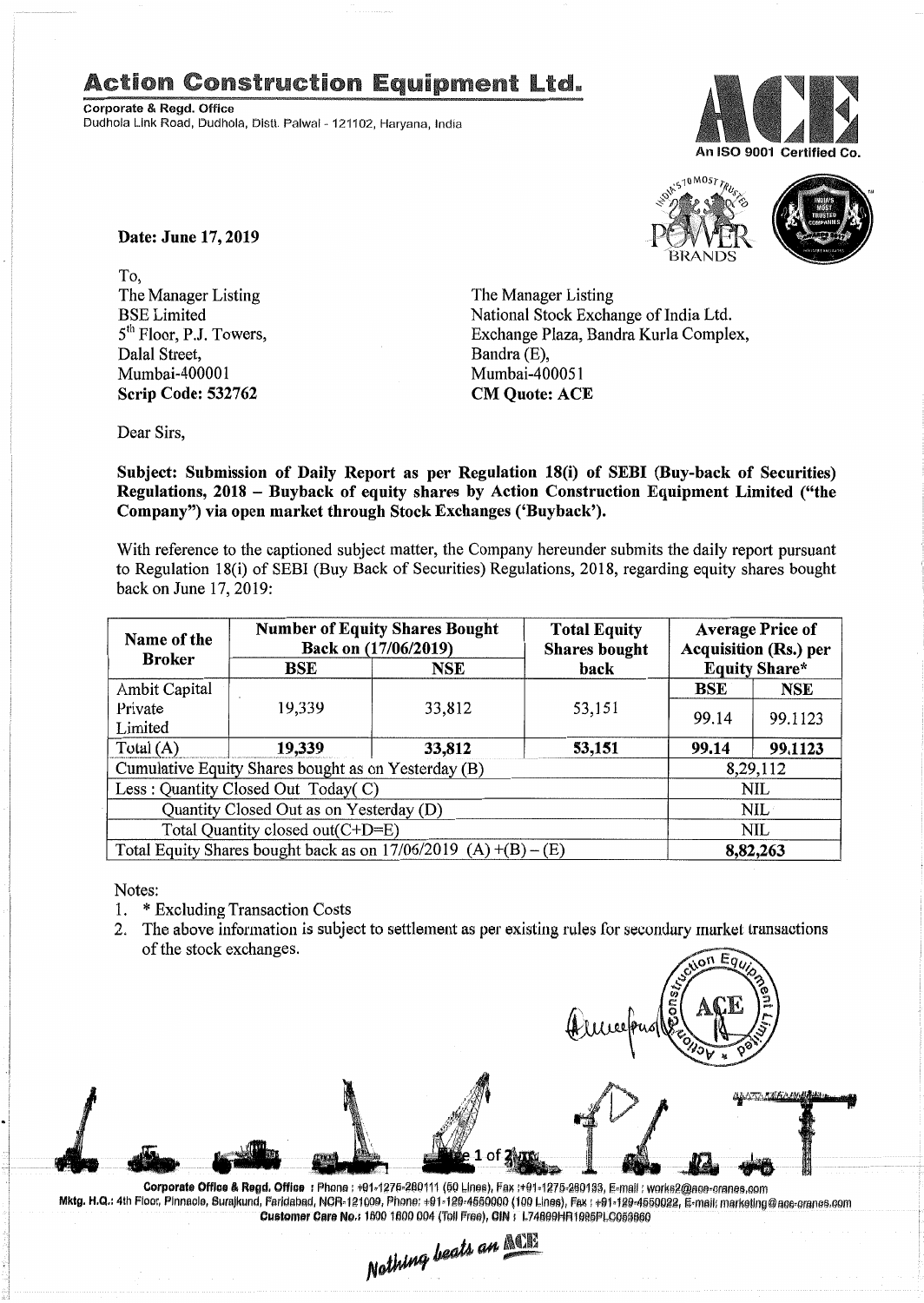# Action Construction Equipment Ltd.

**Corporate & Regd. Office**
Dudhola Link Road, Dudhola, Distt. Palwal - 121102, Haryana, India

An ISO 9001 Certified Co.

**Date: June 17, 2019**

To,
The Manager Listing
BSE Limited
5th Floor, P.J. Towers,
Dalal Street,
Mumbai-400001
**Scrip Code: 532762**

The Manager Listing
National Stock Exchange of India Ltd.
Exchange Plaza, Bandra Kurla Complex,
Bandra (E),
Mumbai-400051
**CM Quote: ACE**

Dear Sirs,

**Subject: Submission of Daily Report as per Regulation 18(i) of SEBI (Buy-back of Securities) Regulations, 2018 – Buyback of equity shares by Action Construction Equipment Limited ("the Company") via open market through Stock Exchanges ('Buyback').**

With reference to the captioned subject matter, the Company hereunder submits the daily report pursuant to Regulation 18(i) of SEBI (Buy Back of Securities) Regulations, 2018, regarding equity shares bought back on June 17, 2019:

| Name of the Broker | Number of Equity Shares Bought Back on (17/06/2019) | | Total Equity Shares bought back | Average Price of Acquisition (Rs.) per Equity Share* | |
|---|---|---|---|---|---|
| | BSE | NSE | | BSE | NSE |
| Ambit Capital Private Limited | 19,339 | 33,812 | 53,151 | 99.14 | 99.1123 |
| Total (A) | **19,339** | **33,812** | **53,151** | **99.14** | **99.1123** |
| Cumulative Equity Shares bought as on Yesterday (B) | | | | 8,29,112 | |
| Less : Quantity Closed Out Today( C) | | | | NIL | |
| Quantity Closed Out as on Yesterday (D) | | | | NIL | |
| Total Quantity closed out(C+D=E) | | | | NIL | |
| Total Equity Shares bought back as on 17/06/2019 (A) +(B) – (E) | | | | **8,82,263** | |

Notes:
1. * Excluding Transaction Costs
2. The above information is subject to settlement as per existing rules for secondary market transactions of the stock exchanges.

Corporate Office & Regd. Office : Phone : +91-1275-280111 (50 Lines), Fax :+91-1275-280133, E-mail : works2@ace-cranes.com
Mktg. H.Q.: 4th Floor, Pinnacle, Surajkund, Faridabad, NCR-121009, Phone: +91-129-4550000 (100 Lines), Fax : +91-129-4550022, E-mail: marketing@ace-cranes.com
Customer Care No.: 1800 1800 004 (Toll Free), CIN : L74899HR1995PLC053860

Nothing beats an ACE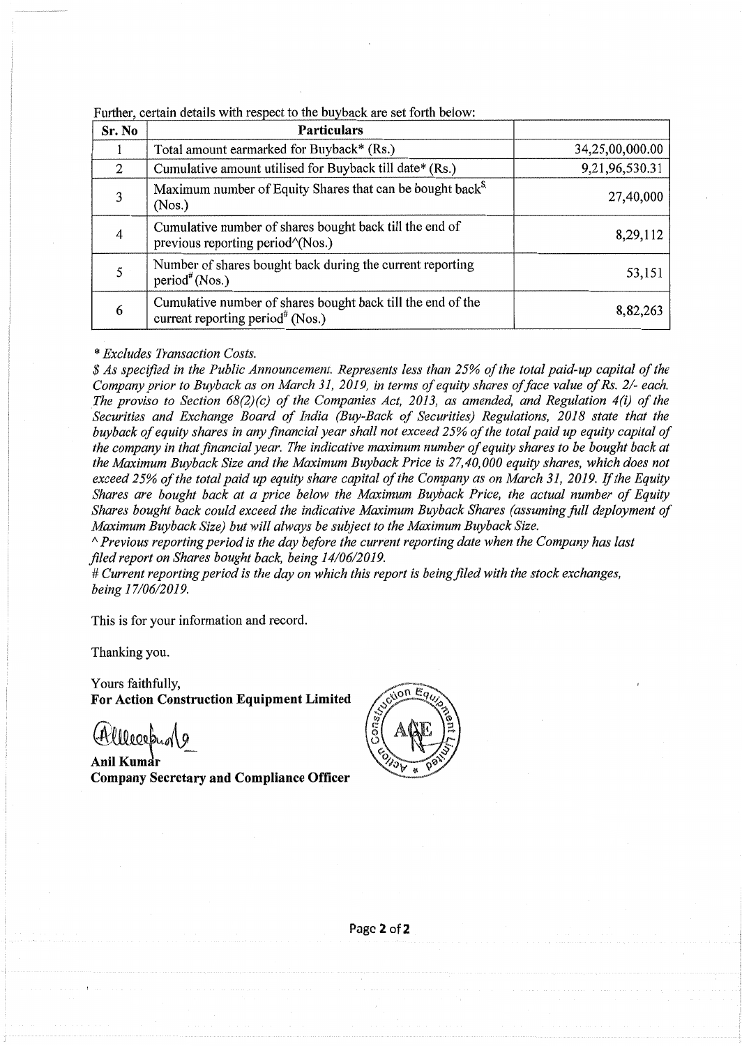Further, certain details with respect to the buyback are set forth below:

| Sr. No | Particulars | |
|---|---|---|
| 1 | Total amount earmarked for Buyback* (Rs.) | 34,25,00,000.00 |
| 2 | Cumulative amount utilised for Buyback till date* (Rs.) | 9,21,96,530.31 |
| 3 | Maximum number of Equity Shares that can be bought back$ (Nos.) | 27,40,000 |
| 4 | Cumulative number of shares bought back till the end of previous reporting period^(Nos.) | 8,29,112 |
| 5 | Number of shares bought back during the current reporting period# (Nos.) | 53,151 |
| 6 | Cumulative number of shares bought back till the end of the current reporting period# (Nos.) | 8,82,263 |

*\* Excludes Transaction Costs.*

*$ As specified in the Public Announcement. Represents less than 25% of the total paid-up capital of the Company prior to Buyback as on March 31, 2019, in terms of equity shares of face value of Rs. 2/- each. The proviso to Section 68(2)(c) of the Companies Act, 2013, as amended, and Regulation 4(i) of the Securities and Exchange Board of India (Buy-Back of Securities) Regulations, 2018 state that the buyback of equity shares in any financial year shall not exceed 25% of the total paid up equity capital of the company in that financial year. The indicative maximum number of equity shares to be bought back at the Maximum Buyback Size and the Maximum Buyback Price is 27,40,000 equity shares, which does not exceed 25% of the total paid up equity share capital of the Company as on March 31, 2019. If the Equity Shares are bought back at a price below the Maximum Buyback Price, the actual number of Equity Shares bought back could exceed the indicative Maximum Buyback Shares (assuming full deployment of Maximum Buyback Size) but will always be subject to the Maximum Buyback Size.*

*^ Previous reporting period is the day before the current reporting date when the Company has last filed report on Shares bought back, being 14/06/2019.*

*# Current reporting period is the day on which this report is being filed with the stock exchanges, being 17/06/2019.*

This is for your information and record.

Thanking you.

Yours faithfully,
**For Action Construction Equipment Limited**

**Anil Kumar**
**Company Secretary and Compliance Officer**